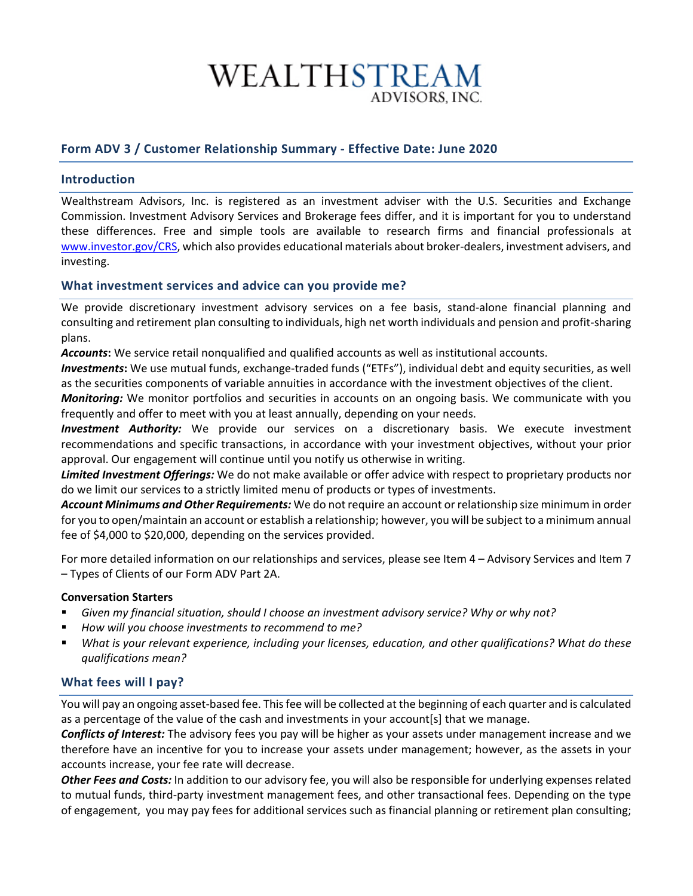# WEALTHSTREAM ADVISORS, INC.

## Form ADV 3 / Customer Relationship Summary - Effective Date: June 2020

### Introduction

Wealthstream Advisors, Inc. is registered as an investment adviser with the U.S. Securities and Exchange Commission. Investment Advisory Services and Brokerage fees differ, and it is important for you to understand these differences. Free and simple tools are available to research firms and financial professionals at [www.investor.gov/CRS](http://www.investor.gov/CRS), which also provides educational materials about broker-dealers, investment advisers, and investing.

### What investment services and advice can you provide me?

We provide discretionary investment advisory services on a fee basis, stand-alone financial planning and consulting and retirement plan consulting to individuals, high net worth individuals and pension and profit-sharing plans.

***Accounts*:** We service retail nonqualified and qualified accounts as well as institutional accounts.

***Investments*:** We use mutual funds, exchange-traded funds ("ETFs"), individual debt and equity securities, as well as the securities components of variable annuities in accordance with the investment objectives of the client.

***Monitoring:*** We monitor portfolios and securities in accounts on an ongoing basis. We communicate with you frequently and offer to meet with you at least annually, depending on your needs.

***Investment Authority:*** We provide our services on a discretionary basis. We execute investment recommendations and specific transactions, in accordance with your investment objectives, without your prior approval. Our engagement will continue until you notify us otherwise in writing.

***Limited Investment Offerings:*** We do not make available or offer advice with respect to proprietary products nor do we limit our services to a strictly limited menu of products or types of investments.

***Account Minimums and Other Requirements:*** We do not require an account or relationship size minimum in order for you to open/maintain an account or establish a relationship; however, you will be subject to a minimum annual fee of $4,000 to $20,000, depending on the services provided.

For more detailed information on our relationships and services, please see Item 4 – Advisory Services and Item 7 – Types of Clients of our Form ADV Part 2A.

**Conversation Starters**

- *Given my financial situation, should I choose an investment advisory service? Why or why not?*
- *How will you choose investments to recommend to me?*
- *What is your relevant experience, including your licenses, education, and other qualifications? What do these qualifications mean?*

### What fees will I pay?

You will pay an ongoing asset-based fee. This fee will be collected at the beginning of each quarter and is calculated as a percentage of the value of the cash and investments in your account[s] that we manage.

***Conflicts of Interest:*** The advisory fees you pay will be higher as your assets under management increase and we therefore have an incentive for you to increase your assets under management; however, as the assets in your accounts increase, your fee rate will decrease.

***Other Fees and Costs:*** In addition to our advisory fee, you will also be responsible for underlying expenses related to mutual funds, third-party investment management fees, and other transactional fees. Depending on the type of engagement, you may pay fees for additional services such as financial planning or retirement plan consulting;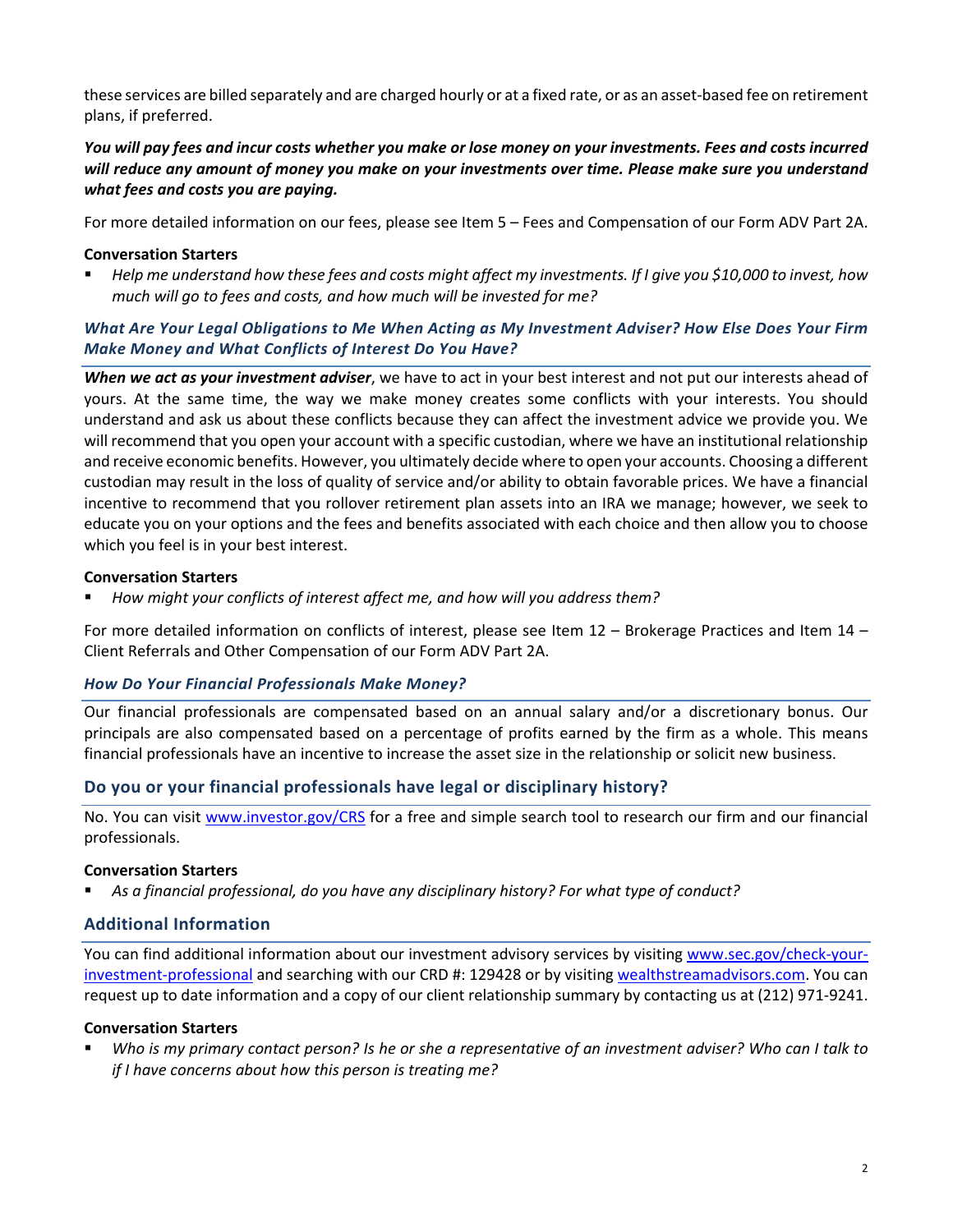these services are billed separately and are charged hourly or at a fixed rate, or as an asset-based fee on retirement plans, if preferred.

***You will pay fees and incur costs whether you make or lose money on your investments. Fees and costs incurred will reduce any amount of money you make on your investments over time. Please make sure you understand what fees and costs you are paying.***

For more detailed information on our fees, please see Item 5 – Fees and Compensation of our Form ADV Part 2A.

**Conversation Starters**

- *Help me understand how these fees and costs might affect my investments. If I give you $10,000 to invest, how much will go to fees and costs, and how much will be invested for me?*

### *What Are Your Legal Obligations to Me When Acting as My Investment Adviser? How Else Does Your Firm Make Money and What Conflicts of Interest Do You Have?*

***When we act as your investment adviser***, we have to act in your best interest and not put our interests ahead of yours. At the same time, the way we make money creates some conflicts with your interests. You should understand and ask us about these conflicts because they can affect the investment advice we provide you. We will recommend that you open your account with a specific custodian, where we have an institutional relationship and receive economic benefits. However, you ultimately decide where to open your accounts. Choosing a different custodian may result in the loss of quality of service and/or ability to obtain favorable prices. We have a financial incentive to recommend that you rollover retirement plan assets into an IRA we manage; however, we seek to educate you on your options and the fees and benefits associated with each choice and then allow you to choose which you feel is in your best interest.

**Conversation Starters**

- *How might your conflicts of interest affect me, and how will you address them?*

For more detailed information on conflicts of interest, please see Item 12 – Brokerage Practices and Item 14 – Client Referrals and Other Compensation of our Form ADV Part 2A.

### *How Do Your Financial Professionals Make Money?*

Our financial professionals are compensated based on an annual salary and/or a discretionary bonus. Our principals are also compensated based on a percentage of profits earned by the firm as a whole. This means financial professionals have an incentive to increase the asset size in the relationship or solicit new business.

## Do you or your financial professionals have legal or disciplinary history?

No. You can visit [www.investor.gov/CRS](www.investor.gov/CRS) for a free and simple search tool to research our firm and our financial professionals.

**Conversation Starters**

- *As a financial professional, do you have any disciplinary history? For what type of conduct?*

## Additional Information

You can find additional information about our investment advisory services by visiting [www.sec.gov/check-your-investment-professional](www.sec.gov/check-your-investment-professional) and searching with our CRD #: 129428 or by visiting [wealthstreamadvisors.com](wealthstreamadvisors.com). You can request up to date information and a copy of our client relationship summary by contacting us at (212) 971-9241.

**Conversation Starters**

- *Who is my primary contact person? Is he or she a representative of an investment adviser? Who can I talk to if I have concerns about how this person is treating me?*